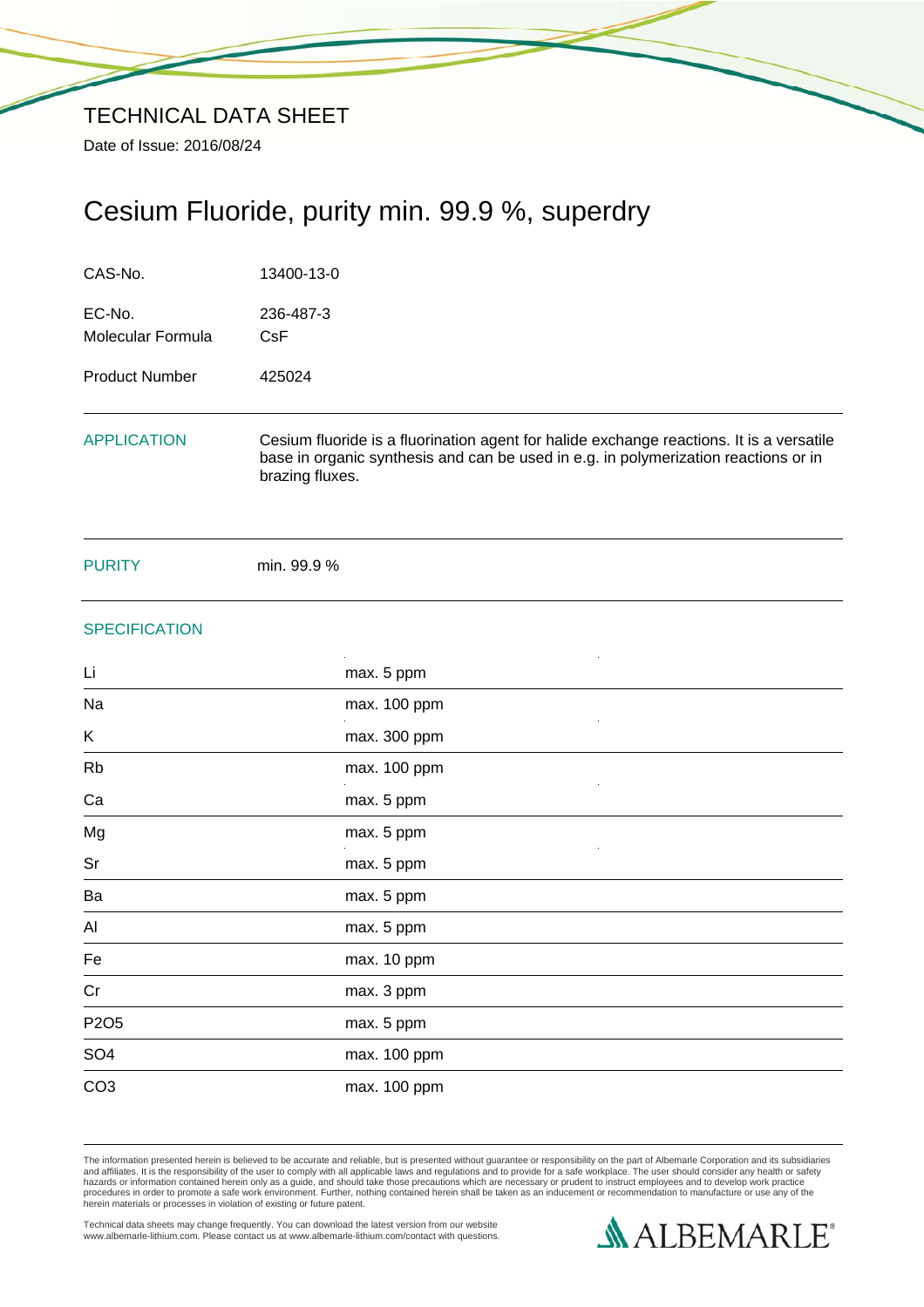# TECHNICAL DATA SHEET

Date of Issue: 2016/08/24

## Cesium Fluoride, purity min. 99.9 %, superdry

| | |
|---|---|
| CAS-No. | 13400-13-0 |
| EC-No. | 236-487-3 |
| Molecular Formula | CsF |
| Product Number | 425024 |

### APPLICATION

Cesium fluoride is a fluorination agent for halide exchange reactions. It is a versatile base in organic synthesis and can be used in e.g. in polymerization reactions or in brazing fluxes.

### PURITY

min. 99.9 %

### SPECIFICATION

| | |
|---|---|
| Li | max. 5 ppm |
| Na | max. 100 ppm |
| K | max. 300 ppm |
| Rb | max. 100 ppm |
| Ca | max. 5 ppm |
| Mg | max. 5 ppm |
| Sr | max. 5 ppm |
| Ba | max. 5 ppm |
| Al | max. 5 ppm |
| Fe | max. 10 ppm |
| Cr | max. 3 ppm |
| $P_2O_5$ | max. 5 ppm |
| $SO_4$ | max. 100 ppm |
| $CO_3$ | max. 100 ppm |

The information presented herein is believed to be accurate and reliable, but is presented without guarantee or responsibility on the part of Albemarle Corporation and its subsidiaries and affiliates. It is the responsibility of the user to comply with all applicable laws and regulations and to provide for a safe workplace. The user should consider any health or safety hazards or information contained herein only as a guide, and should take those precautions which are necessary or prudent to instruct employees and to develop work practice procedures in order to promote a safe work environment. Further, nothing contained herein shall be taken as an inducement or recommendation to manufacture or use any of the herein materials or processes in violation of existing or future patent.

Technical data sheets may change frequently. You can download the latest version from our website www.albemarle-lithium.com. Please contact us at www.albemarle-lithium.com/contact with questions.

ALBEMARLE®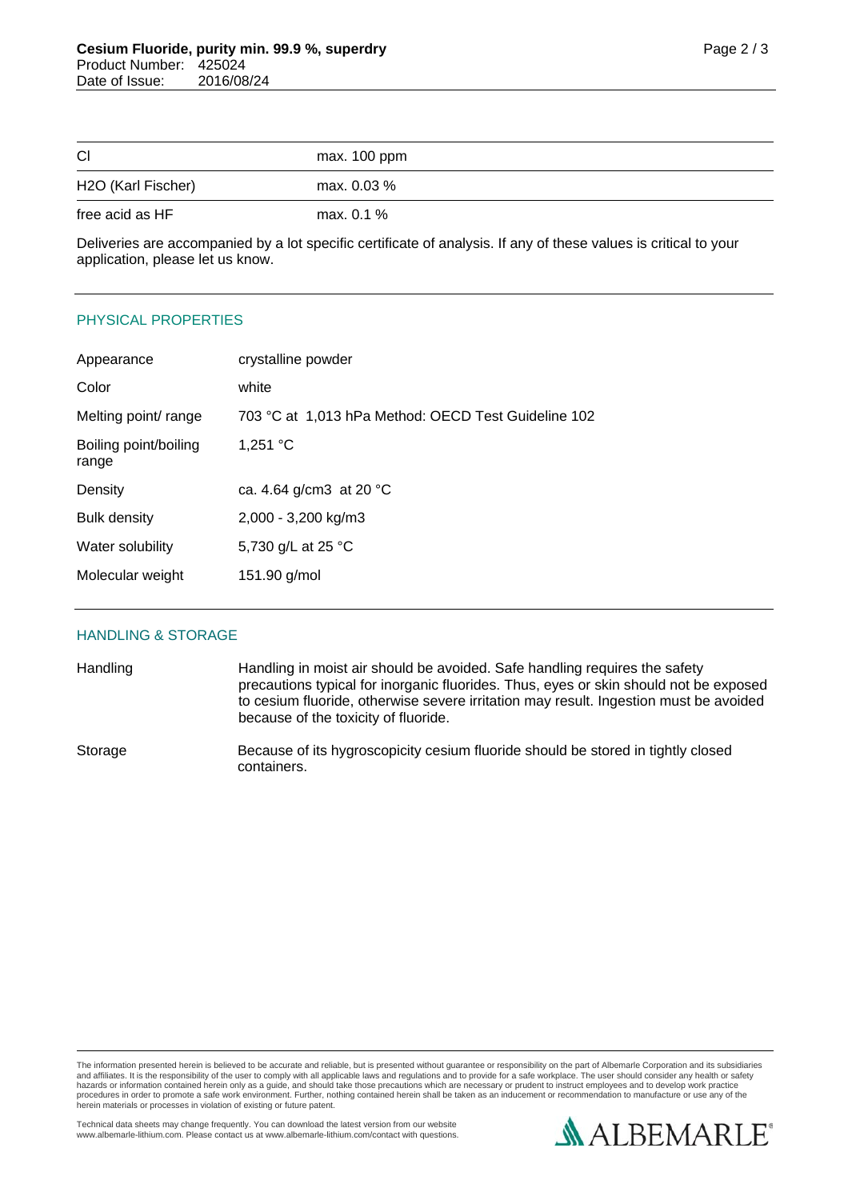| | |
|---|---|
| Cl | max. 100 ppm |
| $H_2O$ (Karl Fischer) | max. 0.03 % |
| free acid as HF | max. 0.1 % |

Deliveries are accompanied by a lot specific certificate of analysis. If any of these values is critical to your application, please let us know.

## PHYSICAL PROPERTIES

| | |
|---|---|
| Appearance | crystalline powder |
| Color | white |
| Melting point/ range | 703 °C at 1,013 hPa Method: OECD Test Guideline 102 |
| Boiling point/boiling range | 1,251 °C |
| Density | ca. 4.64 g/cm3 at 20 °C |
| Bulk density | 2,000 - 3,200 kg/m3 |
| Water solubility | 5,730 g/L at 25 °C |
| Molecular weight | 151.90 g/mol |

## HANDLING & STORAGE

| | |
|---|---|
| Handling | Handling in moist air should be avoided. Safe handling requires the safety precautions typical for inorganic fluorides. Thus, eyes or skin should not be exposed to cesium fluoride, otherwise severe irritation may result. Ingestion must be avoided because of the toxicity of fluoride. |
| Storage | Because of its hygroscopicity cesium fluoride should be stored in tightly closed containers. |

The information presented herein is believed to be accurate and reliable, but is presented without guarantee or responsibility on the part of Albemarle Corporation and its subsidiaries and affiliates. It is the responsibility of the user to comply with all applicable laws and regulations and to provide for a safe workplace. The user should consider any health or safety hazards or information contained herein only as a guide, and should take those precautions which are necessary or prudent to instruct employees and to develop work practice procedures in order to promote a safe work environment. Further, nothing contained herein shall be taken as an inducement or recommendation to manufacture or use any of the herein materials or processes in violation of existing or future patent.

Technical data sheets may change frequently. You can download the latest version from our website www.albemarle-lithium.com. Please contact us at www.albemarle-lithium.com/contact with questions.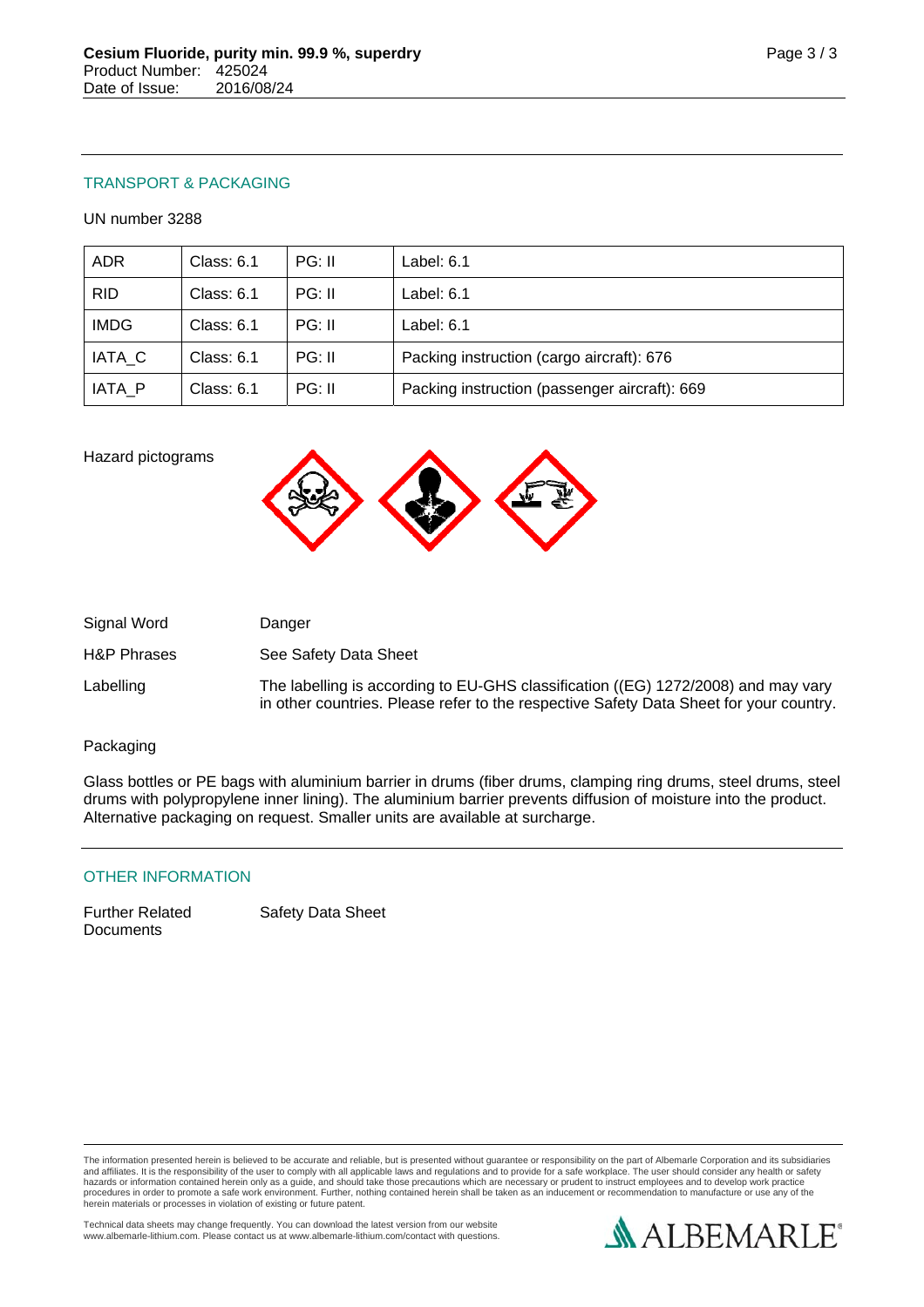## TRANSPORT & PACKAGING

UN number 3288

| | | | |
|---|---|---|---|
| ADR | Class: 6.1 | PG: II | Label: 6.1 |
| RID | Class: 6.1 | PG: II | Label: 6.1 |
| IMDG | Class: 6.1 | PG: II | Label: 6.1 |
| IATA_C | Class: 6.1 | PG: II | Packing instruction (cargo aircraft): 676 |
| IATA_P | Class: 6.1 | PG: II | Packing instruction (passenger aircraft): 669 |

Hazard pictograms

| | |
|---|---|
| Signal Word | Danger |
| H&P Phrases | See Safety Data Sheet |
| Labelling | The labelling is according to EU-GHS classification ((EG) 1272/2008) and may vary in other countries. Please refer to the respective Safety Data Sheet for your country. |

Packaging

Glass bottles or PE bags with aluminium barrier in drums (fiber drums, clamping ring drums, steel drums, steel drums with polypropylene inner lining). The aluminium barrier prevents diffusion of moisture into the product. Alternative packaging on request. Smaller units are available at surcharge.

## OTHER INFORMATION

| | |
|---|---|
| Further Related Documents | Safety Data Sheet |

The information presented herein is believed to be accurate and reliable, but is presented without guarantee or responsibility on the part of Albemarle Corporation and its subsidiaries and affiliates. It is the responsibility of the user to comply with all applicable laws and regulations and to provide for a safe workplace. The user should consider any health or safety hazards or information contained herein only as a guide, and should take those precautions which are necessary or prudent to instruct employees and to develop work practice procedures in order to promote a safe work environment. Further, nothing contained herein shall be taken as an inducement or recommendation to manufacture or use any of the herein materials or processes in violation of existing or future patent.

Technical data sheets may change frequently. You can download the latest version from our website www.albemarle-lithium.com. Please contact us at www.albemarle-lithium.com/contact with questions.